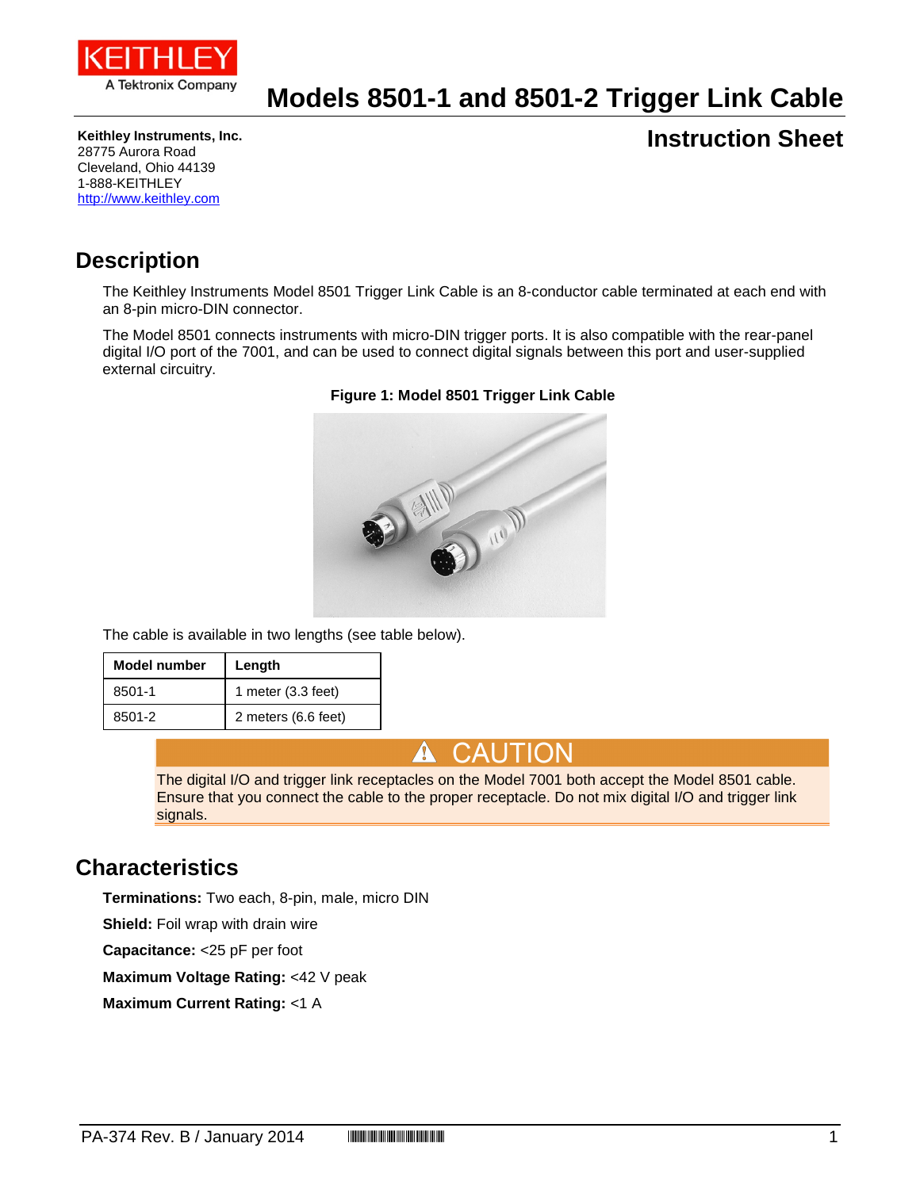KEITHLEY
A Tektronix Company

# Models 8501-1 and 8501-2 Trigger Link Cable

## Instruction Sheet

**Keithley Instruments, Inc.**
28775 Aurora Road
Cleveland, Ohio 44139
1-888-KEITHLEY
http://www.keithley.com

## Description

The Keithley Instruments Model 8501 Trigger Link Cable is an 8-conductor cable terminated at each end with an 8-pin micro-DIN connector.

The Model 8501 connects instruments with micro-DIN trigger ports. It is also compatible with the rear-panel digital I/O port of the 7001, and can be used to connect digital signals between this port and user-supplied external circuitry.

**Figure 1: Model 8501 Trigger Link Cable**

The cable is available in two lengths (see table below).

| Model number | Length |
|---|---|
| 8501-1 | 1 meter (3.3 feet) |
| 8501-2 | 2 meters (6.6 feet) |

**⚠ CAUTION**

The digital I/O and trigger link receptacles on the Model 7001 both accept the Model 8501 cable. Ensure that you connect the cable to the proper receptacle. Do not mix digital I/O and trigger link signals.

## Characteristics

**Terminations:** Two each, 8-pin, male, micro DIN

**Shield:** Foil wrap with drain wire

**Capacitance:** <25 pF per foot

**Maximum Voltage Rating:** <42 V peak

**Maximum Current Rating:** <1 A

PA-374 Rev. B / January 2014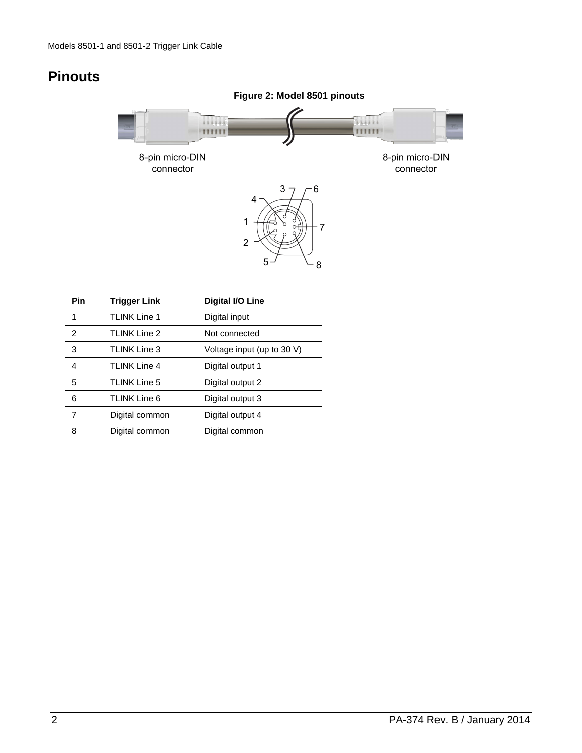# Pinouts

**Figure 2: Model 8501 pinouts**

8-pin micro-DIN connector

8-pin micro-DIN connector

| Pin | Trigger Link | Digital I/O Line |
|---|---|---|
| 1 | TLINK Line 1 | Digital input |
| 2 | TLINK Line 2 | Not connected |
| 3 | TLINK Line 3 | Voltage input (up to 30 V) |
| 4 | TLINK Line 4 | Digital output 1 |
| 5 | TLINK Line 5 | Digital output 2 |
| 6 | TLINK Line 6 | Digital output 3 |
| 7 | Digital common | Digital output 4 |
| 8 | Digital common | Digital common |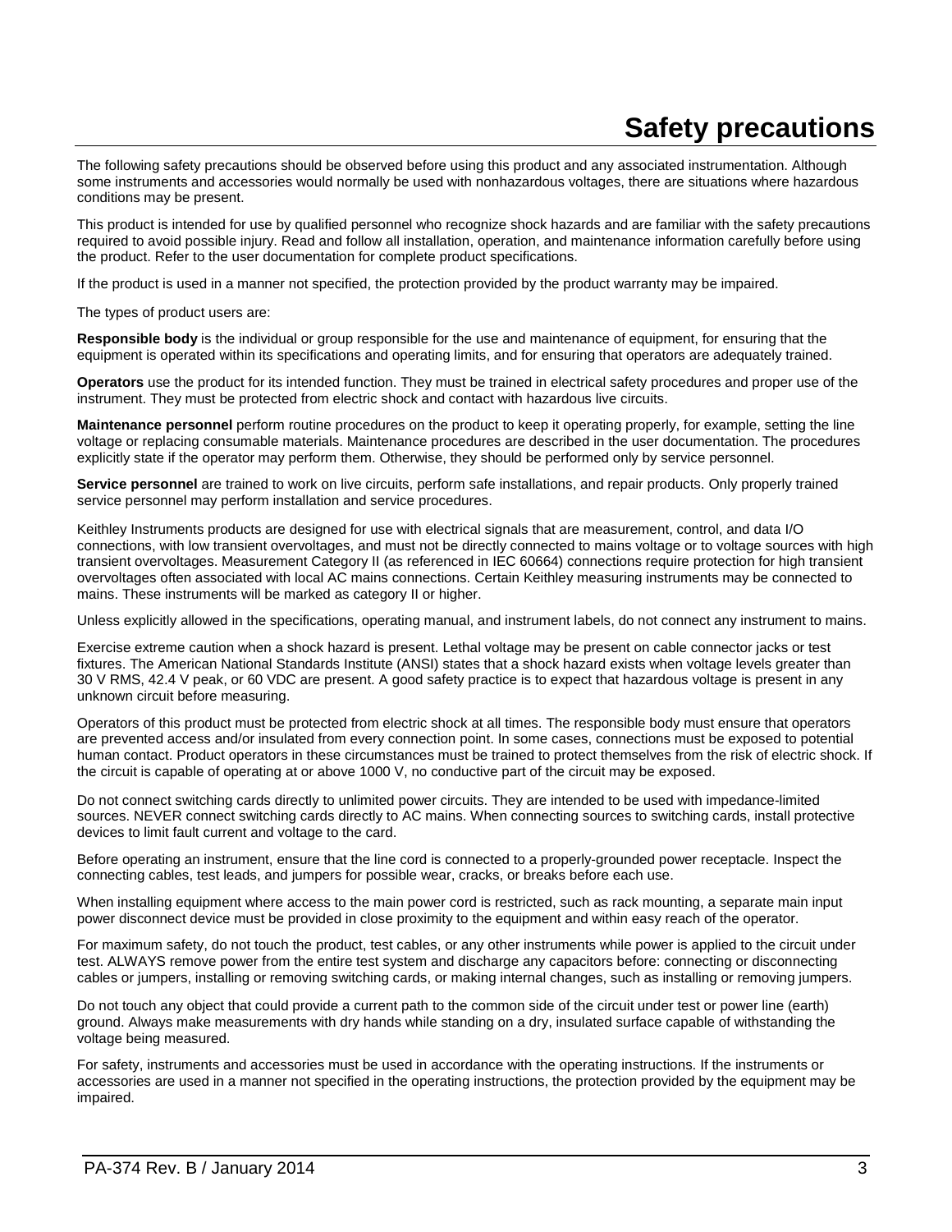# Safety precautions

The following safety precautions should be observed before using this product and any associated instrumentation. Although some instruments and accessories would normally be used with nonhazardous voltages, there are situations where hazardous conditions may be present.

This product is intended for use by qualified personnel who recognize shock hazards and are familiar with the safety precautions required to avoid possible injury. Read and follow all installation, operation, and maintenance information carefully before using the product. Refer to the user documentation for complete product specifications.

If the product is used in a manner not specified, the protection provided by the product warranty may be impaired.

The types of product users are:

**Responsible body** is the individual or group responsible for the use and maintenance of equipment, for ensuring that the equipment is operated within its specifications and operating limits, and for ensuring that operators are adequately trained.

**Operators** use the product for its intended function. They must be trained in electrical safety procedures and proper use of the instrument. They must be protected from electric shock and contact with hazardous live circuits.

**Maintenance personnel** perform routine procedures on the product to keep it operating properly, for example, setting the line voltage or replacing consumable materials. Maintenance procedures are described in the user documentation. The procedures explicitly state if the operator may perform them. Otherwise, they should be performed only by service personnel.

**Service personnel** are trained to work on live circuits, perform safe installations, and repair products. Only properly trained service personnel may perform installation and service procedures.

Keithley Instruments products are designed for use with electrical signals that are measurement, control, and data I/O connections, with low transient overvoltages, and must not be directly connected to mains voltage or to voltage sources with high transient overvoltages. Measurement Category II (as referenced in IEC 60664) connections require protection for high transient overvoltages often associated with local AC mains connections. Certain Keithley measuring instruments may be connected to mains. These instruments will be marked as category II or higher.

Unless explicitly allowed in the specifications, operating manual, and instrument labels, do not connect any instrument to mains.

Exercise extreme caution when a shock hazard is present. Lethal voltage may be present on cable connector jacks or test fixtures. The American National Standards Institute (ANSI) states that a shock hazard exists when voltage levels greater than 30 V RMS, 42.4 V peak, or 60 VDC are present. A good safety practice is to expect that hazardous voltage is present in any unknown circuit before measuring.

Operators of this product must be protected from electric shock at all times. The responsible body must ensure that operators are prevented access and/or insulated from every connection point. In some cases, connections must be exposed to potential human contact. Product operators in these circumstances must be trained to protect themselves from the risk of electric shock. If the circuit is capable of operating at or above 1000 V, no conductive part of the circuit may be exposed.

Do not connect switching cards directly to unlimited power circuits. They are intended to be used with impedance-limited sources. NEVER connect switching cards directly to AC mains. When connecting sources to switching cards, install protective devices to limit fault current and voltage to the card.

Before operating an instrument, ensure that the line cord is connected to a properly-grounded power receptacle. Inspect the connecting cables, test leads, and jumpers for possible wear, cracks, or breaks before each use.

When installing equipment where access to the main power cord is restricted, such as rack mounting, a separate main input power disconnect device must be provided in close proximity to the equipment and within easy reach of the operator.

For maximum safety, do not touch the product, test cables, or any other instruments while power is applied to the circuit under test. ALWAYS remove power from the entire test system and discharge any capacitors before: connecting or disconnecting cables or jumpers, installing or removing switching cards, or making internal changes, such as installing or removing jumpers.

Do not touch any object that could provide a current path to the common side of the circuit under test or power line (earth) ground. Always make measurements with dry hands while standing on a dry, insulated surface capable of withstanding the voltage being measured.

For safety, instruments and accessories must be used in accordance with the operating instructions. If the instruments or accessories are used in a manner not specified in the operating instructions, the protection provided by the equipment may be impaired.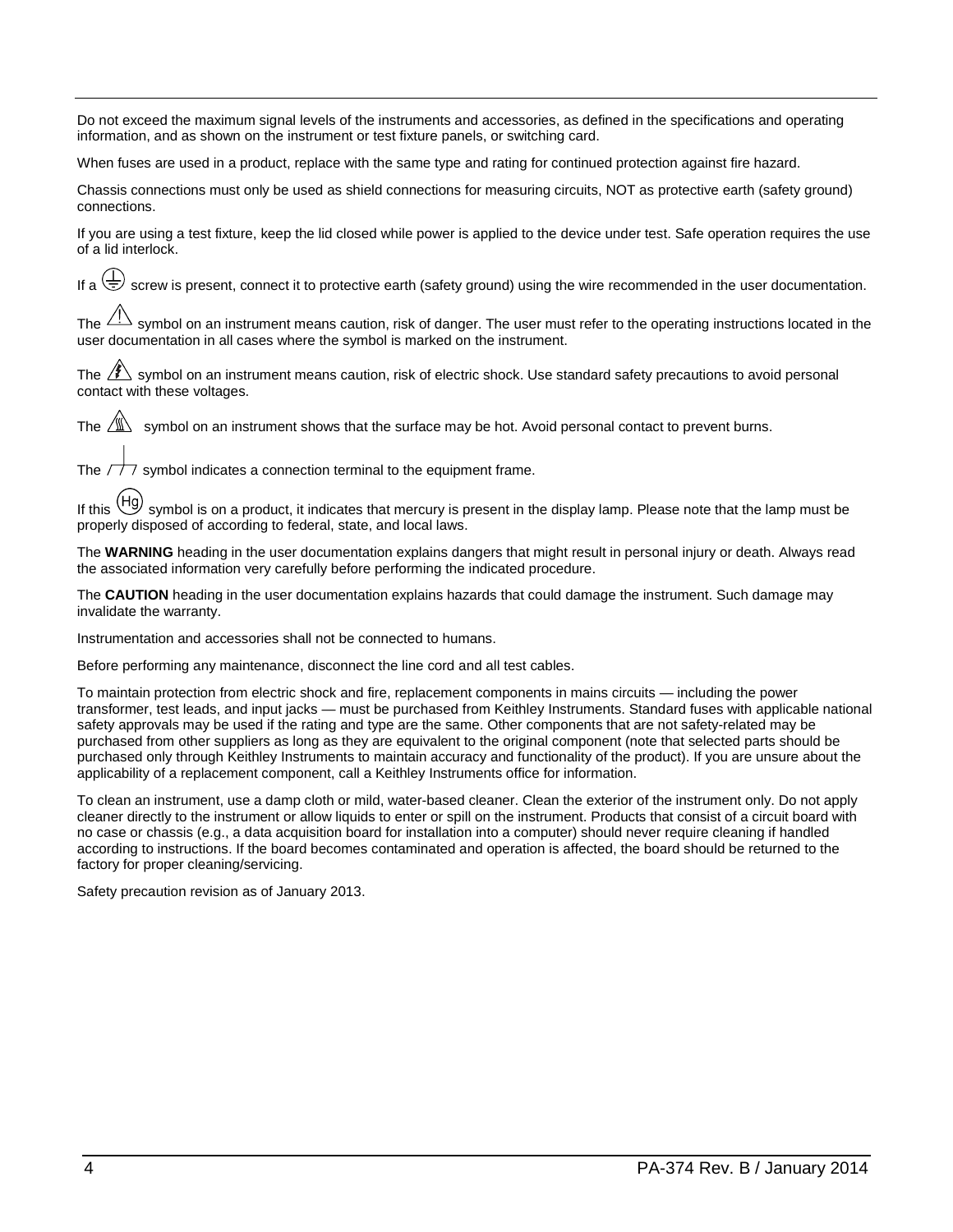Do not exceed the maximum signal levels of the instruments and accessories, as defined in the specifications and operating information, and as shown on the instrument or test fixture panels, or switching card.

When fuses are used in a product, replace with the same type and rating for continued protection against fire hazard.

Chassis connections must only be used as shield connections for measuring circuits, NOT as protective earth (safety ground) connections.

If you are using a test fixture, keep the lid closed while power is applied to the device under test. Safe operation requires the use of a lid interlock.

If a ⏚ screw is present, connect it to protective earth (safety ground) using the wire recommended in the user documentation.

The ⚠ symbol on an instrument means caution, risk of danger. The user must refer to the operating instructions located in the user documentation in all cases where the symbol is marked on the instrument.

The ⚡ symbol on an instrument means caution, risk of electric shock. Use standard safety precautions to avoid personal contact with these voltages.

The symbol on an instrument shows that the surface may be hot. Avoid personal contact to prevent burns.

The symbol indicates a connection terminal to the equipment frame.

If this (Hg) symbol is on a product, it indicates that mercury is present in the display lamp. Please note that the lamp must be properly disposed of according to federal, state, and local laws.

The **WARNING** heading in the user documentation explains dangers that might result in personal injury or death. Always read the associated information very carefully before performing the indicated procedure.

The **CAUTION** heading in the user documentation explains hazards that could damage the instrument. Such damage may invalidate the warranty.

Instrumentation and accessories shall not be connected to humans.

Before performing any maintenance, disconnect the line cord and all test cables.

To maintain protection from electric shock and fire, replacement components in mains circuits — including the power transformer, test leads, and input jacks — must be purchased from Keithley Instruments. Standard fuses with applicable national safety approvals may be used if the rating and type are the same. Other components that are not safety-related may be purchased from other suppliers as long as they are equivalent to the original component (note that selected parts should be purchased only through Keithley Instruments to maintain accuracy and functionality of the product). If you are unsure about the applicability of a replacement component, call a Keithley Instruments office for information.

To clean an instrument, use a damp cloth or mild, water-based cleaner. Clean the exterior of the instrument only. Do not apply cleaner directly to the instrument or allow liquids to enter or spill on the instrument. Products that consist of a circuit board with no case or chassis (e.g., a data acquisition board for installation into a computer) should never require cleaning if handled according to instructions. If the board becomes contaminated and operation is affected, the board should be returned to the factory for proper cleaning/servicing.

Safety precaution revision as of January 2013.